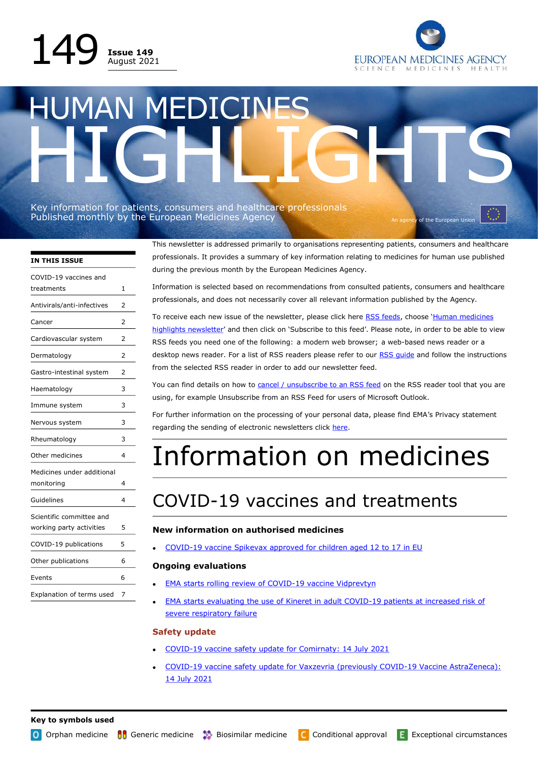149 **Issue 149** August 2021

EUROPEAN MEDICINES AGENCY
SCIENCE MEDICINES HEALTH

# HUMAN MEDICINES HIGHLIGHTS

Key information for patients, consumers and healthcare professionals
Published monthly by the European Medicines Agency

An agency of the European Union

**IN THIS ISSUE**

| | |
|---|---|
| COVID-19 vaccines and treatments | 1 |
| Antivirals/anti-infectives | 2 |
| Cancer | 2 |
| Cardiovascular system | 2 |
| Dermatology | 2 |
| Gastro-intestinal system | 2 |
| Haematology | 3 |
| Immune system | 3 |
| Nervous system | 3 |
| Rheumatology | 3 |
| Other medicines | 4 |
| Medicines under additional monitoring | 4 |
| Guidelines | 4 |
| Scientific committee and working party activities | 5 |
| COVID-19 publications | 5 |
| Other publications | 6 |
| Events | 6 |
| Explanation of terms used | 7 |

This newsletter is addressed primarily to organisations representing patients, consumers and healthcare professionals. It provides a summary of key information relating to medicines for human use published during the previous month by the European Medicines Agency.

Information is selected based on recommendations from consulted patients, consumers and healthcare professionals, and does not necessarily cover all relevant information published by the Agency.

To receive each new issue of the newsletter, please click here RSS feeds, choose 'Human medicines highlights newsletter' and then click on 'Subscribe to this feed'. Please note, in order to be able to view RSS feeds you need one of the following: a modern web browser; a web-based news reader or a desktop news reader. For a list of RSS readers please refer to our RSS guide and follow the instructions from the selected RSS reader in order to add our newsletter feed.

You can find details on how to cancel / unsubscribe to an RSS feed on the RSS reader tool that you are using, for example Unsubscribe from an RSS Feed for users of Microsoft Outlook.

For further information on the processing of your personal data, please find EMA's Privacy statement regarding the sending of electronic newsletters click here.

# Information on medicines

## COVID-19 vaccines and treatments

### New information on authorised medicines

- COVID-19 vaccine Spikevax approved for children aged 12 to 17 in EU

### Ongoing evaluations

- EMA starts rolling review of COVID-19 vaccine Vidprevtyn
- EMA starts evaluating the use of Kineret in adult COVID-19 patients at increased risk of severe respiratory failure

### Safety update

- COVID-19 vaccine safety update for Comirnaty: 14 July 2021
- COVID-19 vaccine safety update for Vaxzevria (previously COVID-19 Vaccine AstraZeneca): 14 July 2021

**Key to symbols used**

O Orphan medicine | Generic medicine | Biosimilar medicine | C Conditional approval | E Exceptional circumstances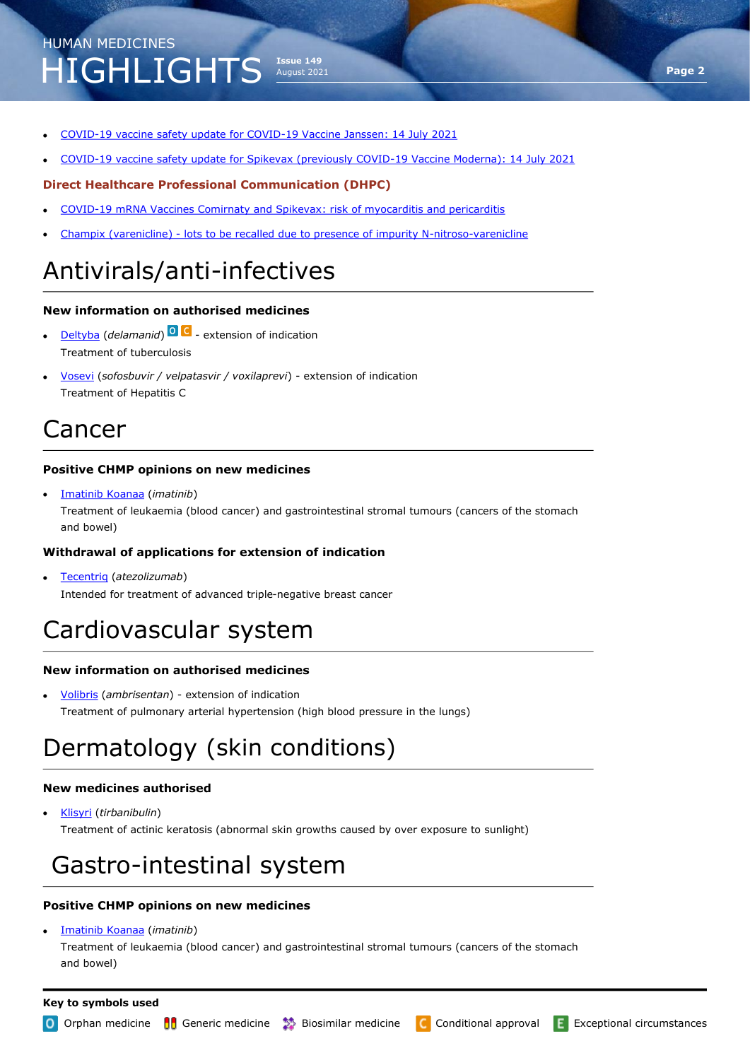- COVID-19 vaccine safety update for COVID-19 Vaccine Janssen: 14 July 2021
- COVID-19 vaccine safety update for Spikevax (previously COVID-19 Vaccine Moderna): 14 July 2021

**Direct Healthcare Professional Communication (DHPC)**

- COVID-19 mRNA Vaccines Comirnaty and Spikevax: risk of myocarditis and pericarditis
- Champix (varenicline) - lots to be recalled due to presence of impurity N-nitroso-varenicline

# Antivirals/anti-infectives

### New information on authorised medicines

- Deltyba (*delamanid*) O C - extension of indication
  Treatment of tuberculosis
- Vosevi (*sofosbuvir / velpatasvir / voxilaprevi*) - extension of indication
  Treatment of Hepatitis C

# Cancer

### Positive CHMP opinions on new medicines

- Imatinib Koanaa (*imatinib*)
  Treatment of leukaemia (blood cancer) and gastrointestinal stromal tumours (cancers of the stomach and bowel)

### Withdrawal of applications for extension of indication

- Tecentriq (*atezolizumab*)
  Intended for treatment of advanced triple-negative breast cancer

# Cardiovascular system

### New information on authorised medicines

- Volibris (*ambrisentan*) - extension of indication
  Treatment of pulmonary arterial hypertension (high blood pressure in the lungs)

# Dermatology (skin conditions)

### New medicines authorised

- Klisyri (*tirbanibulin*)
  Treatment of actinic keratosis (abnormal skin growths caused by over exposure to sunlight)

# Gastro-intestinal system

### Positive CHMP opinions on new medicines

- Imatinib Koanaa (*imatinib*)
  Treatment of leukaemia (blood cancer) and gastrointestinal stromal tumours (cancers of the stomach and bowel)

**Key to symbols used**

O Orphan medicine | Generic medicine | Biosimilar medicine | C Conditional approval | E Exceptional circumstances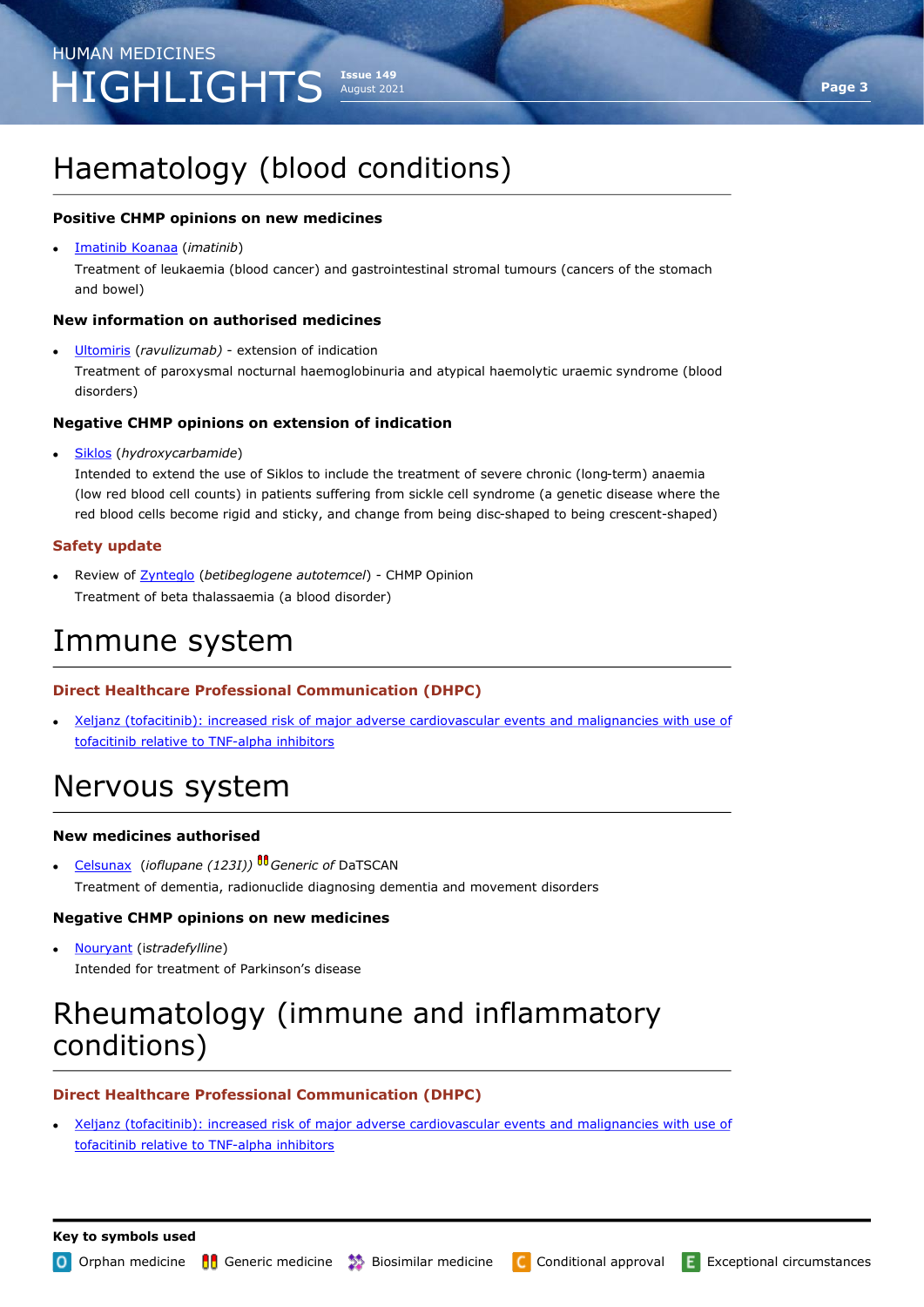# Haematology (blood conditions)

### Positive CHMP opinions on new medicines

- Imatinib Koanaa (*imatinib*)
  Treatment of leukaemia (blood cancer) and gastrointestinal stromal tumours (cancers of the stomach and bowel)

### New information on authorised medicines

- Ultomiris (*ravulizumab*) - extension of indication
  Treatment of paroxysmal nocturnal haemoglobinuria and atypical haemolytic uraemic syndrome (blood disorders)

### Negative CHMP opinions on extension of indication

- Siklos (*hydroxycarbamide*)
  Intended to extend the use of Siklos to include the treatment of severe chronic (long-term) anaemia (low red blood cell counts) in patients suffering from sickle cell syndrome (a genetic disease where the red blood cells become rigid and sticky, and change from being disc-shaped to being crescent-shaped)

### Safety update

- Review of Zynteglo (*betibeglogene autotemcel*) - CHMP Opinion
  Treatment of beta thalassaemia (a blood disorder)

# Immune system

### Direct Healthcare Professional Communication (DHPC)

- Xeljanz (tofacitinib): increased risk of major adverse cardiovascular events and malignancies with use of tofacitinib relative to TNF-alpha inhibitors

# Nervous system

### New medicines authorised

- Celsunax (*ioflupane (123I)*) *Generic of* DaTSCAN
  Treatment of dementia, radionuclide diagnosing dementia and movement disorders

### Negative CHMP opinions on new medicines

- Nouryant (*istradefylline*)
  Intended for treatment of Parkinson's disease

# Rheumatology (immune and inflammatory conditions)

### Direct Healthcare Professional Communication (DHPC)

- Xeljanz (tofacitinib): increased risk of major adverse cardiovascular events and malignancies with use of tofacitinib relative to TNF-alpha inhibitors

**Key to symbols used**

O Orphan medicine | Generic medicine | Biosimilar medicine | C Conditional approval | E Exceptional circumstances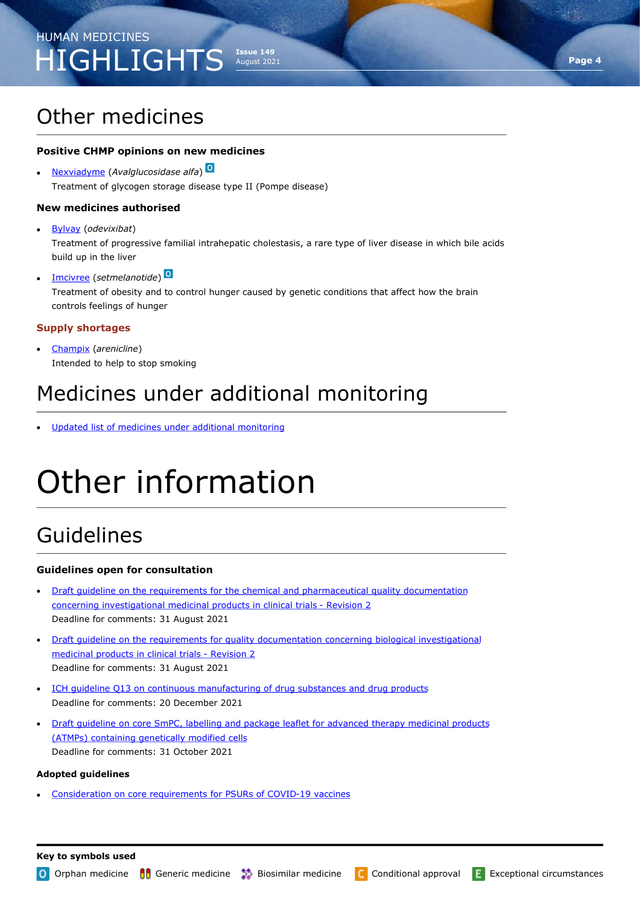# Other medicines

### Positive CHMP opinions on new medicines

- Nexviadyme (*Avalglucosidase alfa*) O
  Treatment of glycogen storage disease type II (Pompe disease)

### New medicines authorised

- Bylvay (*odevixibat*)
  Treatment of progressive familial intrahepatic cholestasis, a rare type of liver disease in which bile acids build up in the liver
- Imcivree (*setmelanotide*) O
  Treatment of obesity and to control hunger caused by genetic conditions that affect how the brain controls feelings of hunger

### Supply shortages

- Champix (*arenicline*)
  Intended to help to stop smoking

# Medicines under additional monitoring

- Updated list of medicines under additional monitoring

# Other information

## Guidelines

### Guidelines open for consultation

- Draft guideline on the requirements for the chemical and pharmaceutical quality documentation concerning investigational medicinal products in clinical trials - Revision 2
  Deadline for comments: 31 August 2021
- Draft guideline on the requirements for quality documentation concerning biological investigational medicinal products in clinical trials - Revision 2
  Deadline for comments: 31 August 2021
- ICH guideline Q13 on continuous manufacturing of drug substances and drug products
  Deadline for comments: 20 December 2021
- Draft guideline on core SmPC, labelling and package leaflet for advanced therapy medicinal products (ATMPs) containing genetically modified cells
  Deadline for comments: 31 October 2021

### Adopted guidelines

- Consideration on core requirements for PSURs of COVID-19 vaccines

---

**Key to symbols used**

O Orphan medicine | Generic medicine | Biosimilar medicine | C Conditional approval | E Exceptional circumstances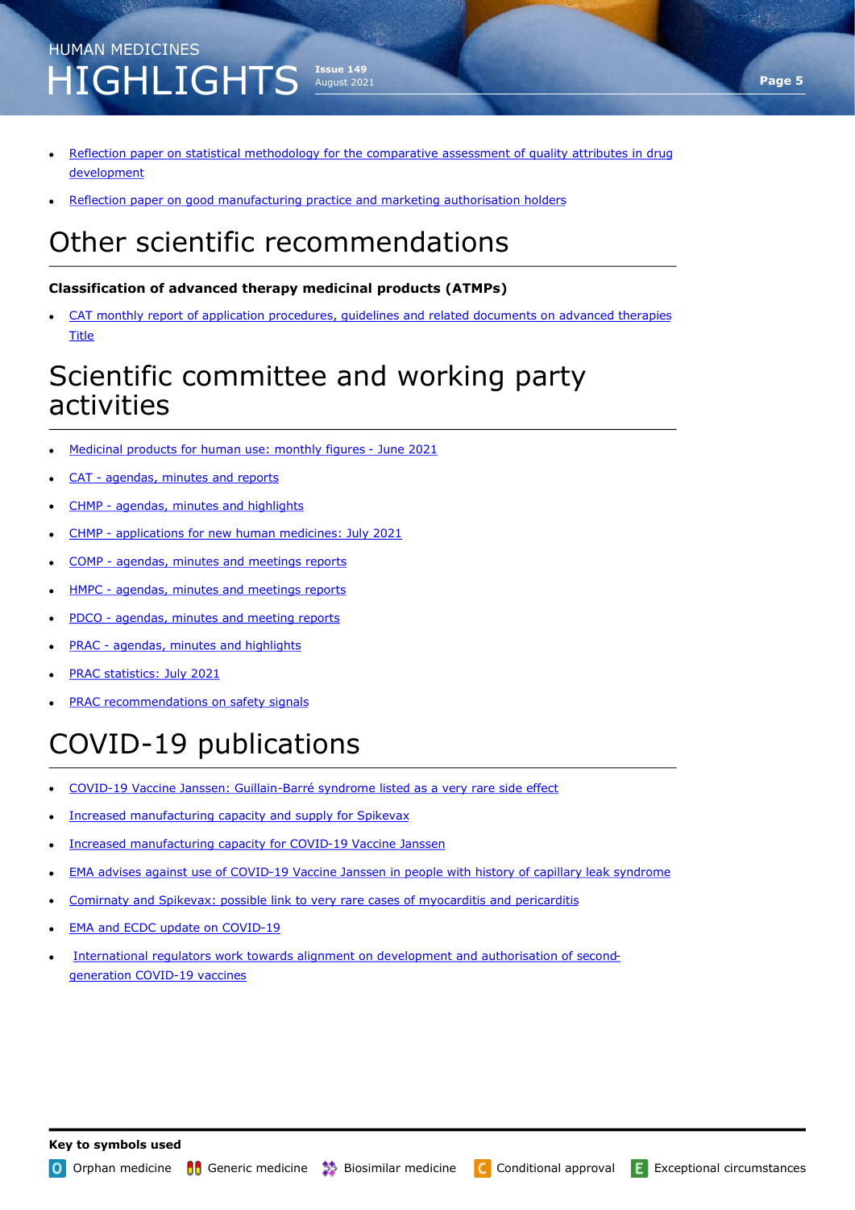- Reflection paper on statistical methodology for the comparative assessment of quality attributes in drug development
- Reflection paper on good manufacturing practice and marketing authorisation holders

# Other scientific recommendations

**Classification of advanced therapy medicinal products (ATMPs)**

- CAT monthly report of application procedures, guidelines and related documents on advanced therapies Title

# Scientific committee and working party activities

- Medicinal products for human use: monthly figures - June 2021
- CAT - agendas, minutes and reports
- CHMP - agendas, minutes and highlights
- CHMP - applications for new human medicines: July 2021
- COMP - agendas, minutes and meetings reports
- HMPC - agendas, minutes and meetings reports
- PDCO - agendas, minutes and meeting reports
- PRAC - agendas, minutes and highlights
- PRAC statistics: July 2021
- PRAC recommendations on safety signals

# COVID-19 publications

- COVID-19 Vaccine Janssen: Guillain-Barré syndrome listed as a very rare side effect
- Increased manufacturing capacity and supply for Spikevax
- Increased manufacturing capacity for COVID-19 Vaccine Janssen
- EMA advises against use of COVID-19 Vaccine Janssen in people with history of capillary leak syndrome
- Comirnaty and Spikevax: possible link to very rare cases of myocarditis and pericarditis
- EMA and ECDC update on COVID-19
- International regulators work towards alignment on development and authorisation of second-generation COVID-19 vaccines

**Key to symbols used**

O Orphan medicine | Generic medicine | Biosimilar medicine | C Conditional approval | E Exceptional circumstances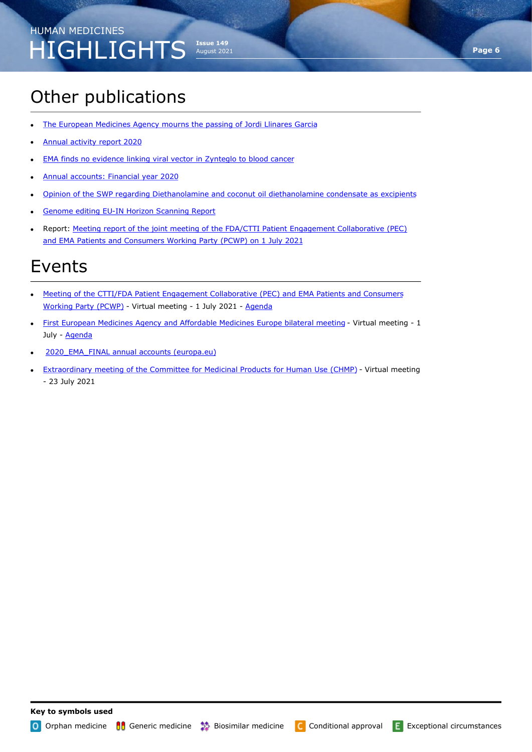## Other publications

- The European Medicines Agency mourns the passing of Jordi Llinares Garcia
- Annual activity report 2020
- EMA finds no evidence linking viral vector in Zynteglo to blood cancer
- Annual accounts: Financial year 2020
- Opinion of the SWP regarding Diethanolamine and coconut oil diethanolamine condensate as excipients
- Genome editing EU-IN Horizon Scanning Report
- Report: Meeting report of the joint meeting of the FDA/CTTI Patient Engagement Collaborative (PEC) and EMA Patients and Consumers Working Party (PCWP) on 1 July 2021

## Events

- Meeting of the CTTI/FDA Patient Engagement Collaborative (PEC) and EMA Patients and Consumers Working Party (PCWP) - Virtual meeting - 1 July 2021 - Agenda
- First European Medicines Agency and Affordable Medicines Europe bilateral meeting - Virtual meeting - 1 July - Agenda
- 2020_EMA_FINAL annual accounts (europa.eu)
- Extraordinary meeting of the Committee for Medicinal Products for Human Use (CHMP) - Virtual meeting - 23 July 2021

**Key to symbols used**

O Orphan medicine | Generic medicine | Biosimilar medicine | C Conditional approval | E Exceptional circumstances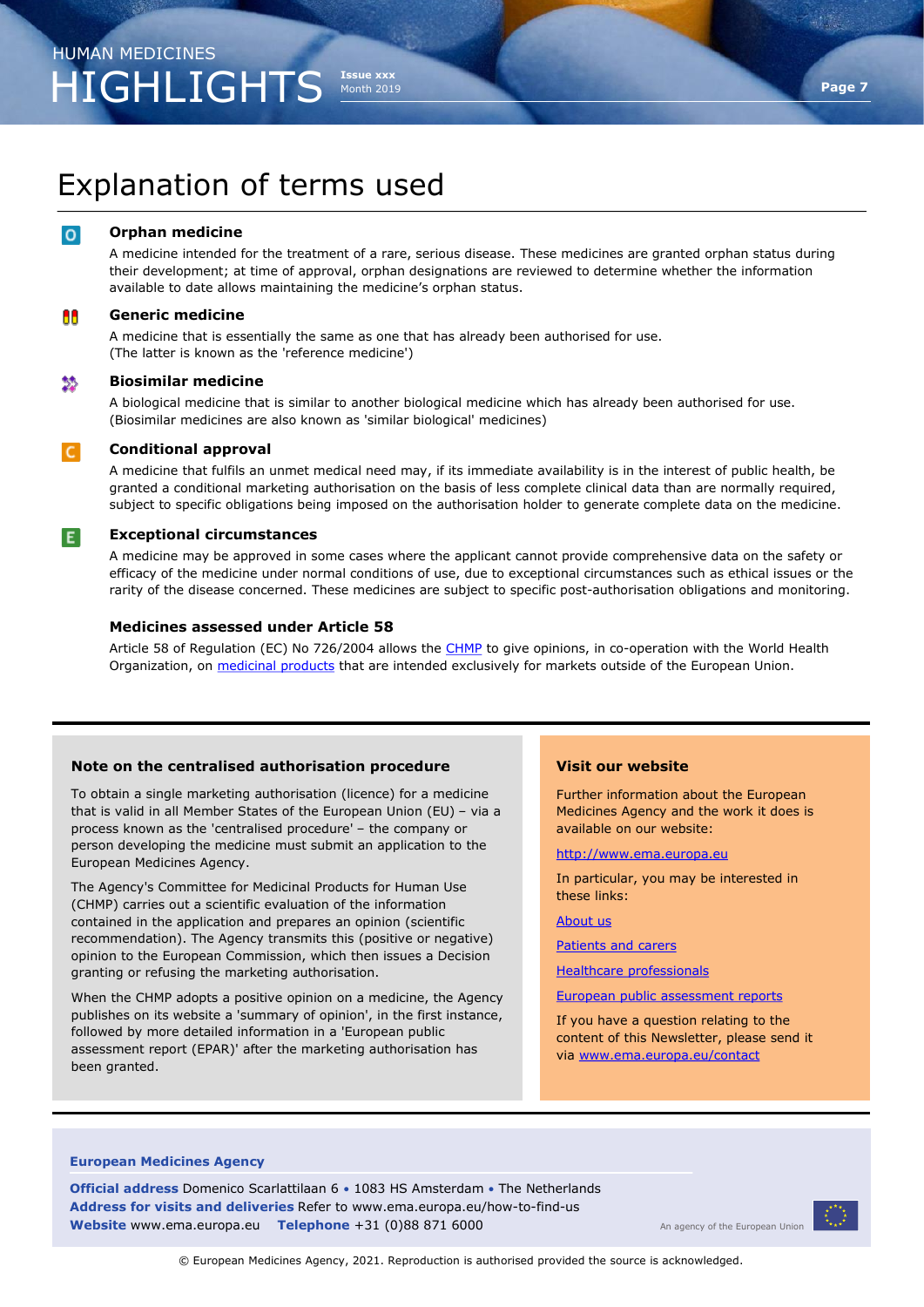# Explanation of terms used

### Orphan medicine

A medicine intended for the treatment of a rare, serious disease. These medicines are granted orphan status during their development; at time of approval, orphan designations are reviewed to determine whether the information available to date allows maintaining the medicine's orphan status.

### Generic medicine

A medicine that is essentially the same as one that has already been authorised for use.
(The latter is known as the 'reference medicine')

### Biosimilar medicine

A biological medicine that is similar to another biological medicine which has already been authorised for use.
(Biosimilar medicines are also known as 'similar biological' medicines)

### Conditional approval

A medicine that fulfils an unmet medical need may, if its immediate availability is in the interest of public health, be granted a conditional marketing authorisation on the basis of less complete clinical data than are normally required, subject to specific obligations being imposed on the authorisation holder to generate complete data on the medicine.

### Exceptional circumstances

A medicine may be approved in some cases where the applicant cannot provide comprehensive data on the safety or efficacy of the medicine under normal conditions of use, due to exceptional circumstances such as ethical issues or the rarity of the disease concerned. These medicines are subject to specific post-authorisation obligations and monitoring.

### Medicines assessed under Article 58

Article 58 of Regulation (EC) No 726/2004 allows the CHMP to give opinions, in co-operation with the World Health Organization, on medicinal products that are intended exclusively for markets outside of the European Union.

---

### Note on the centralised authorisation procedure

To obtain a single marketing authorisation (licence) for a medicine that is valid in all Member States of the European Union (EU) – via a process known as the 'centralised procedure' – the company or person developing the medicine must submit an application to the European Medicines Agency.

The Agency's Committee for Medicinal Products for Human Use (CHMP) carries out a scientific evaluation of the information contained in the application and prepares an opinion (scientific recommendation). The Agency transmits this (positive or negative) opinion to the European Commission, which then issues a Decision granting or refusing the marketing authorisation.

When the CHMP adopts a positive opinion on a medicine, the Agency publishes on its website a 'summary of opinion', in the first instance, followed by more detailed information in a 'European public assessment report (EPAR)' after the marketing authorisation has been granted.

### Visit our website

Further information about the European Medicines Agency and the work it does is available on our website:

http://www.ema.europa.eu

In particular, you may be interested in these links:

About us

Patients and carers

Healthcare professionals

European public assessment reports

If you have a question relating to the content of this Newsletter, please send it via www.ema.europa.eu/contact

---

**European Medicines Agency**

**Official address** Domenico Scarlattilaan 6 • 1083 HS Amsterdam • The Netherlands
**Address for visits and deliveries** Refer to www.ema.europa.eu/how-to-find-us
**Website** www.ema.europa.eu **Telephone** +31 (0)88 871 6000

An agency of the European Union

© European Medicines Agency, 2021. Reproduction is authorised provided the source is acknowledged.